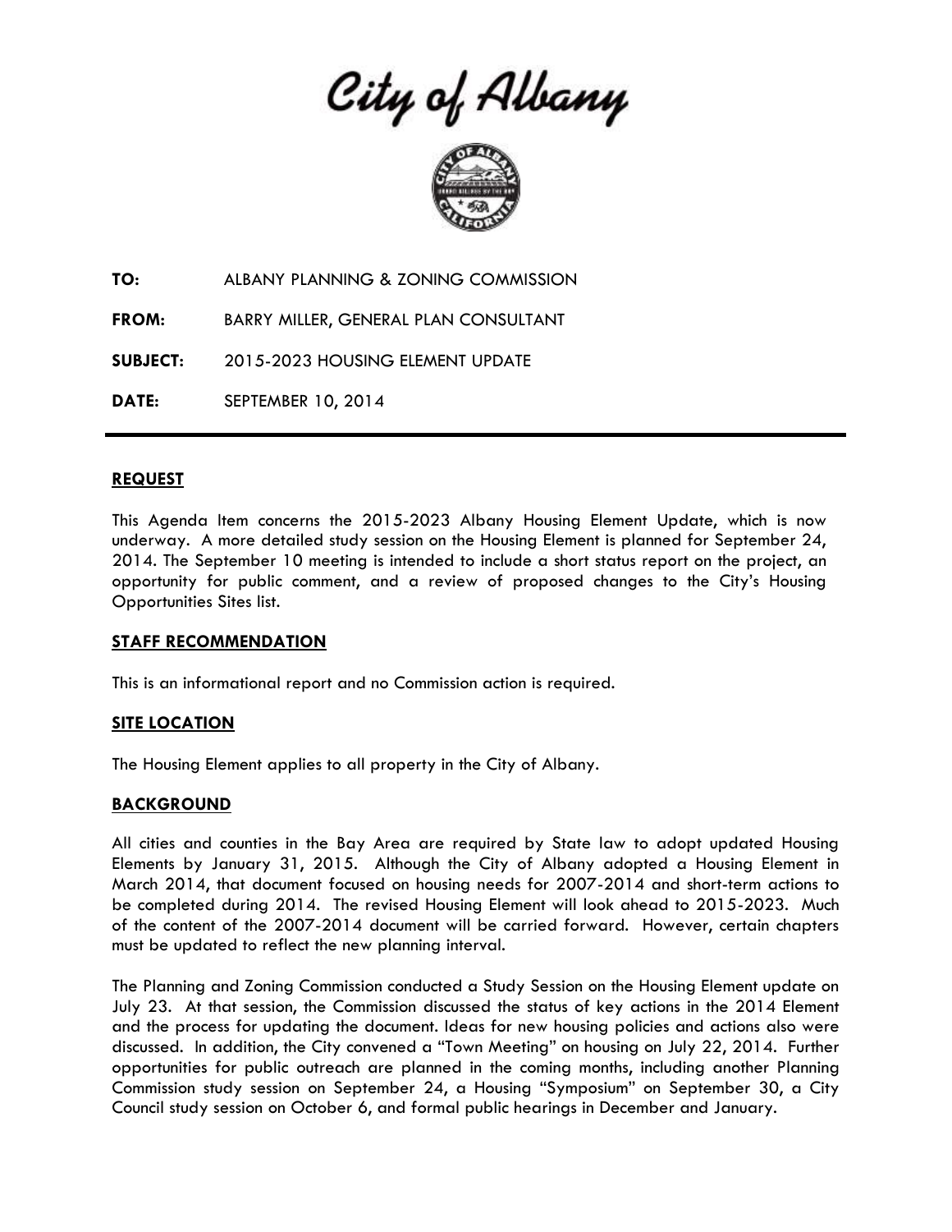# City of Albany

**TO:** ALBANY PLANNING & ZONING COMMISSION

**FROM:** BARRY MILLER, GENERAL PLAN CONSULTANT

**SUBJECT:** 2015-2023 HOUSING ELEMENT UPDATE

**DATE:** SEPTEMBER 10, 2014

---

## REQUEST

This Agenda Item concerns the 2015-2023 Albany Housing Element Update, which is now underway. A more detailed study session on the Housing Element is planned for September 24, 2014. The September 10 meeting is intended to include a short status report on the project, an opportunity for public comment, and a review of proposed changes to the City's Housing Opportunities Sites list.

## STAFF RECOMMENDATION

This is an informational report and no Commission action is required.

## SITE LOCATION

The Housing Element applies to all property in the City of Albany.

## BACKGROUND

All cities and counties in the Bay Area are required by State law to adopt updated Housing Elements by January 31, 2015. Although the City of Albany adopted a Housing Element in March 2014, that document focused on housing needs for 2007-2014 and short-term actions to be completed during 2014. The revised Housing Element will look ahead to 2015-2023. Much of the content of the 2007-2014 document will be carried forward. However, certain chapters must be updated to reflect the new planning interval.

The Planning and Zoning Commission conducted a Study Session on the Housing Element update on July 23. At that session, the Commission discussed the status of key actions in the 2014 Element and the process for updating the document. Ideas for new housing policies and actions also were discussed. In addition, the City convened a "Town Meeting" on housing on July 22, 2014. Further opportunities for public outreach are planned in the coming months, including another Planning Commission study session on September 24, a Housing "Symposium" on September 30, a City Council study session on October 6, and formal public hearings in December and January.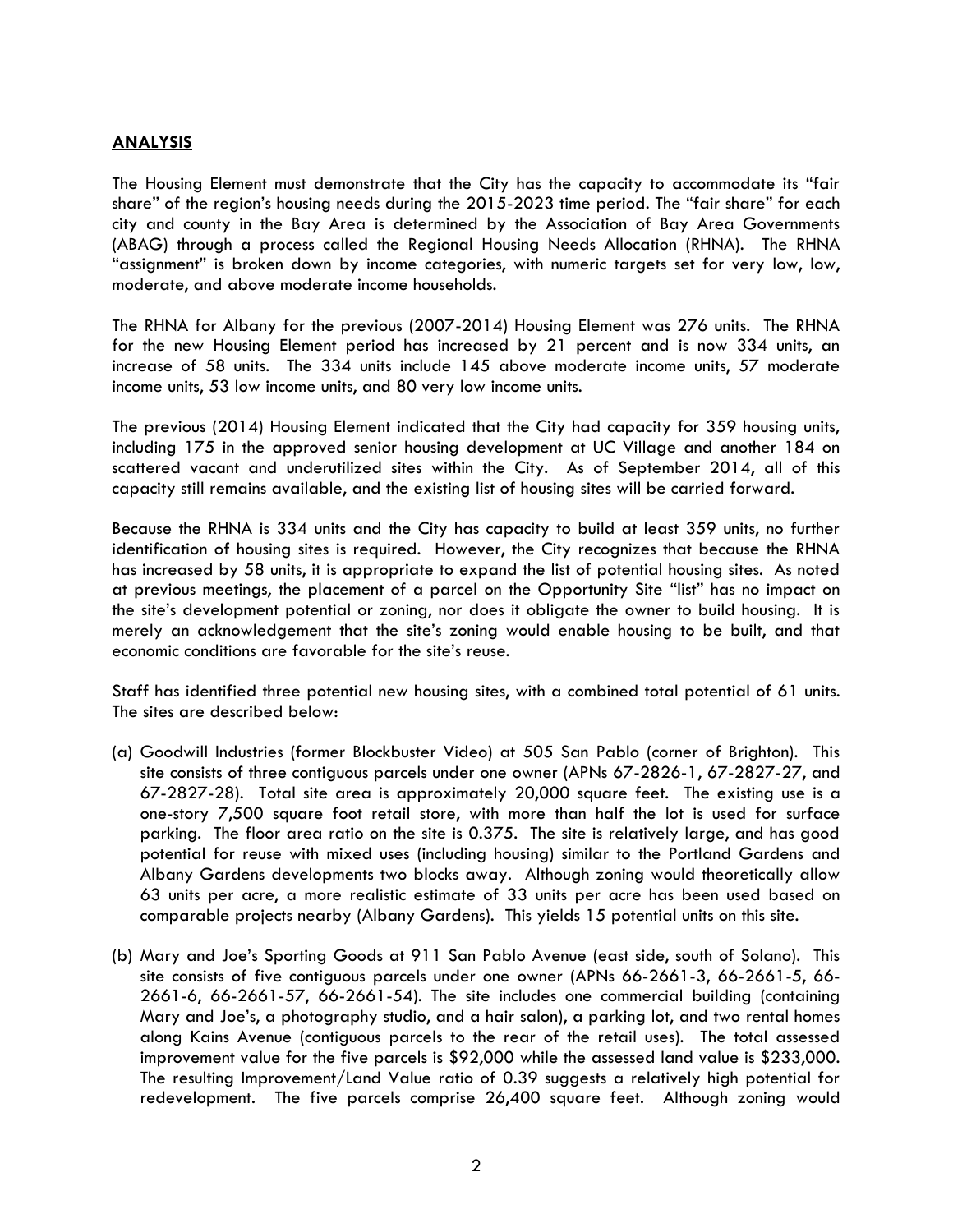## ANALYSIS

The Housing Element must demonstrate that the City has the capacity to accommodate its "fair share" of the region's housing needs during the 2015-2023 time period. The "fair share" for each city and county in the Bay Area is determined by the Association of Bay Area Governments (ABAG) through a process called the Regional Housing Needs Allocation (RHNA). The RHNA "assignment" is broken down by income categories, with numeric targets set for very low, low, moderate, and above moderate income households.

The RHNA for Albany for the previous (2007-2014) Housing Element was 276 units. The RHNA for the new Housing Element period has increased by 21 percent and is now 334 units, an increase of 58 units. The 334 units include 145 above moderate income units, 57 moderate income units, 53 low income units, and 80 very low income units.

The previous (2014) Housing Element indicated that the City had capacity for 359 housing units, including 175 in the approved senior housing development at UC Village and another 184 on scattered vacant and underutilized sites within the City. As of September 2014, all of this capacity still remains available, and the existing list of housing sites will be carried forward.

Because the RHNA is 334 units and the City has capacity to build at least 359 units, no further identification of housing sites is required. However, the City recognizes that because the RHNA has increased by 58 units, it is appropriate to expand the list of potential housing sites. As noted at previous meetings, the placement of a parcel on the Opportunity Site "list" has no impact on the site's development potential or zoning, nor does it obligate the owner to build housing. It is merely an acknowledgement that the site's zoning would enable housing to be built, and that economic conditions are favorable for the site's reuse.

Staff has identified three potential new housing sites, with a combined total potential of 61 units. The sites are described below:

(a) Goodwill Industries (former Blockbuster Video) at 505 San Pablo (corner of Brighton). This site consists of three contiguous parcels under one owner (APNs 67-2826-1, 67-2827-27, and 67-2827-28). Total site area is approximately 20,000 square feet. The existing use is a one-story 7,500 square foot retail store, with more than half the lot is used for surface parking. The floor area ratio on the site is 0.375. The site is relatively large, and has good potential for reuse with mixed uses (including housing) similar to the Portland Gardens and Albany Gardens developments two blocks away. Although zoning would theoretically allow 63 units per acre, a more realistic estimate of 33 units per acre has been used based on comparable projects nearby (Albany Gardens). This yields 15 potential units on this site.

(b) Mary and Joe's Sporting Goods at 911 San Pablo Avenue (east side, south of Solano). This site consists of five contiguous parcels under one owner (APNs 66-2661-3, 66-2661-5, 66-2661-6, 66-2661-57, 66-2661-54). The site includes one commercial building (containing Mary and Joe's, a photography studio, and a hair salon), a parking lot, and two rental homes along Kains Avenue (contiguous parcels to the rear of the retail uses). The total assessed improvement value for the five parcels is $92,000 while the assessed land value is $233,000. The resulting Improvement/Land Value ratio of 0.39 suggests a relatively high potential for redevelopment. The five parcels comprise 26,400 square feet. Although zoning would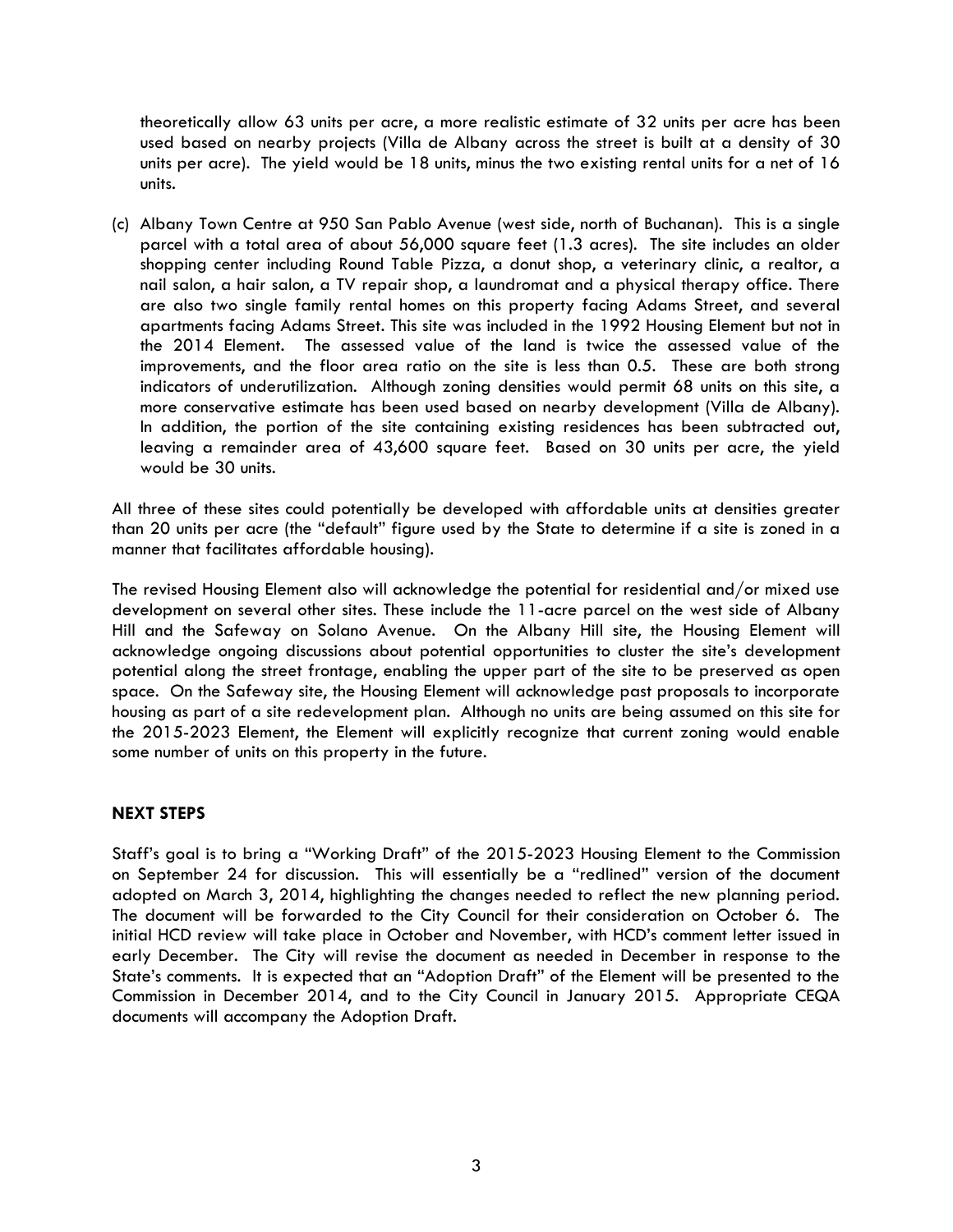theoretically allow 63 units per acre, a more realistic estimate of 32 units per acre has been used based on nearby projects (Villa de Albany across the street is built at a density of 30 units per acre). The yield would be 18 units, minus the two existing rental units for a net of 16 units.

(c) Albany Town Centre at 950 San Pablo Avenue (west side, north of Buchanan). This is a single parcel with a total area of about 56,000 square feet (1.3 acres). The site includes an older shopping center including Round Table Pizza, a donut shop, a veterinary clinic, a realtor, a nail salon, a hair salon, a TV repair shop, a laundromat and a physical therapy office. There are also two single family rental homes on this property facing Adams Street, and several apartments facing Adams Street. This site was included in the 1992 Housing Element but not in the 2014 Element. The assessed value of the land is twice the assessed value of the improvements, and the floor area ratio on the site is less than 0.5. These are both strong indicators of underutilization. Although zoning densities would permit 68 units on this site, a more conservative estimate has been used based on nearby development (Villa de Albany). In addition, the portion of the site containing existing residences has been subtracted out, leaving a remainder area of 43,600 square feet. Based on 30 units per acre, the yield would be 30 units.

All three of these sites could potentially be developed with affordable units at densities greater than 20 units per acre (the "default" figure used by the State to determine if a site is zoned in a manner that facilitates affordable housing).

The revised Housing Element also will acknowledge the potential for residential and/or mixed use development on several other sites. These include the 11-acre parcel on the west side of Albany Hill and the Safeway on Solano Avenue. On the Albany Hill site, the Housing Element will acknowledge ongoing discussions about potential opportunities to cluster the site's development potential along the street frontage, enabling the upper part of the site to be preserved as open space. On the Safeway site, the Housing Element will acknowledge past proposals to incorporate housing as part of a site redevelopment plan. Although no units are being assumed on this site for the 2015-2023 Element, the Element will explicitly recognize that current zoning would enable some number of units on this property in the future.

## NEXT STEPS

Staff's goal is to bring a "Working Draft" of the 2015-2023 Housing Element to the Commission on September 24 for discussion. This will essentially be a "redlined" version of the document adopted on March 3, 2014, highlighting the changes needed to reflect the new planning period. The document will be forwarded to the City Council for their consideration on October 6. The initial HCD review will take place in October and November, with HCD's comment letter issued in early December. The City will revise the document as needed in December in response to the State's comments. It is expected that an "Adoption Draft" of the Element will be presented to the Commission in December 2014, and to the City Council in January 2015. Appropriate CEQA documents will accompany the Adoption Draft.